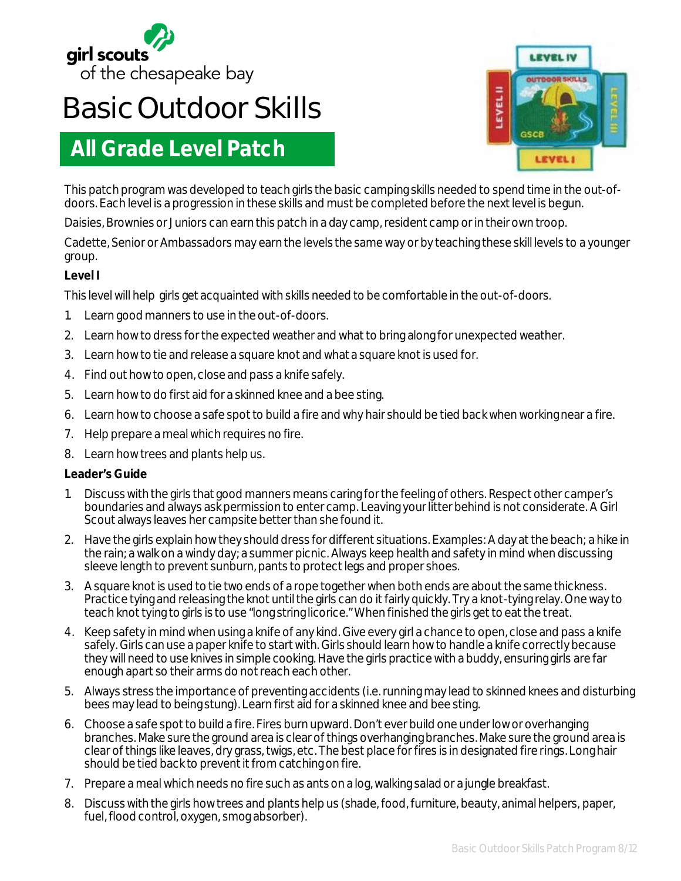girl scouts of the chesapeake bay

# Basic Outdoor Skills

## All Grade Level Patch

This patch program was developed to teach girls the basic camping skills needed to spend time in the out-of-doors. Each level is a progression in these skills and must be completed before the next level is begun.

Daisies, Brownies or Juniors can earn this patch in a day camp, resident camp or in their own troop.

Cadette, Senior or Ambassadors may earn the levels the same way or by teaching these skill levels to a younger group.

**Level I**

This level will help girls get acquainted with skills needed to be comfortable in the out-of-doors.

1. Learn good manners to use in the out-of-doors.
2. Learn how to dress for the expected weather and what to bring along for unexpected weather.
3. Learn how to tie and release a square knot and what a square knot is used for.
4. Find out how to open, close and pass a knife safely.
5. Learn how to do first aid for a skinned knee and a bee sting.
6. Learn how to choose a safe spot to build a fire and why hair should be tied back when working near a fire.
7. Help prepare a meal which requires no fire.
8. Learn how trees and plants help us.

**Leader's Guide**

1. Discuss with the girls that good manners means caring for the feeling of others. Respect other camper's boundaries and always ask permission to enter camp. Leaving your litter behind is not considerate. A Girl Scout always leaves her campsite better than she found it.
2. Have the girls explain how they should dress for different situations. Examples: A day at the beach; a hike in the rain; a walk on a windy day; a summer picnic. Always keep health and safety in mind when discussing sleeve length to prevent sunburn, pants to protect legs and proper shoes.
3. A square knot is used to tie two ends of a rope together when both ends are about the same thickness. Practice tying and releasing the knot until the girls can do it fairly quickly. Try a knot-tying relay. One way to teach knot tying to girls is to use "long string licorice." When finished the girls get to eat the treat.
4. Keep safety in mind when using a knife of any kind. Give every girl a chance to open, close and pass a knife safely. Girls can use a paper knife to start with. Girls should learn how to handle a knife correctly because they will need to use knives in simple cooking. Have the girls practice with a buddy, ensuring girls are far enough apart so their arms do not reach each other.
5. Always stress the importance of preventing accidents (i.e. running may lead to skinned knees and disturbing bees may lead to being stung). Learn first aid for a skinned knee and bee sting.
6. Choose a safe spot to build a fire. Fires burn upward. Don't ever build one under low or overhanging branches. Make sure the ground area is clear of things overhanging branches. Make sure the ground area is clear of things like leaves, dry grass, twigs, etc. The best place for fires is in designated fire rings. Long hair should be tied back to prevent it from catching on fire.
7. Prepare a meal which needs no fire such as ants on a log, walking salad or a jungle breakfast.
8. Discuss with the girls how trees and plants help us (shade, food, furniture, beauty, animal helpers, paper, fuel, flood control, oxygen, smog absorber).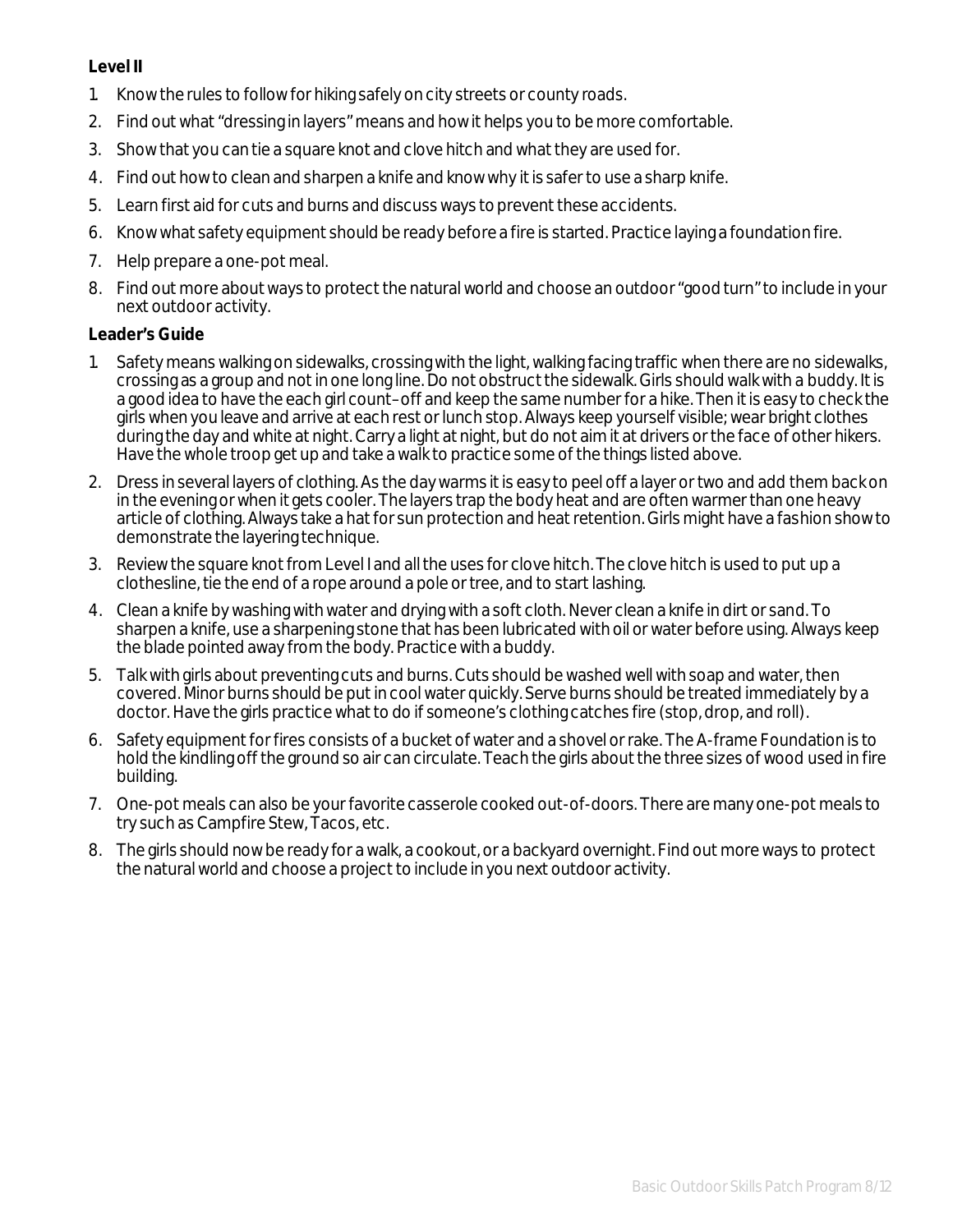**Level II**

1. Know the rules to follow for hiking safely on city streets or county roads.
2. Find out what "dressing in layers" means and how it helps you to be more comfortable.
3. Show that you can tie a square knot and clove hitch and what they are used for.
4. Find out how to clean and sharpen a knife and know why it is safer to use a sharp knife.
5. Learn first aid for cuts and burns and discuss ways to prevent these accidents.
6. Know what safety equipment should be ready before a fire is started. Practice laying a foundation fire.
7. Help prepare a one-pot meal.
8. Find out more about ways to protect the natural world and choose an outdoor "good turn" to include in your next outdoor activity.

**Leader's Guide**

1. Safety means walking on sidewalks, crossing with the light, walking facing traffic when there are no sidewalks, crossing as a group and not in one long line. Do not obstruct the sidewalk. Girls should walk with a buddy. It is a good idea to have the each girl count–off and keep the same number for a hike. Then it is easy to check the girls when you leave and arrive at each rest or lunch stop. Always keep yourself visible; wear bright clothes during the day and white at night. Carry a light at night, but do not aim it at drivers or the face of other hikers. Have the whole troop get up and take a walk to practice some of the things listed above.
2. Dress in several layers of clothing. As the day warms it is easy to peel off a layer or two and add them back on in the evening or when it gets cooler. The layers trap the body heat and are often warmer than one heavy article of clothing. Always take a hat for sun protection and heat retention. Girls might have a fashion show to demonstrate the layering technique.
3. Review the square knot from Level I and all the uses for clove hitch. The clove hitch is used to put up a clothesline, tie the end of a rope around a pole or tree, and to start lashing.
4. Clean a knife by washing with water and drying with a soft cloth. Never clean a knife in dirt or sand. To sharpen a knife, use a sharpening stone that has been lubricated with oil or water before using. Always keep the blade pointed away from the body. Practice with a buddy.
5. Talk with girls about preventing cuts and burns. Cuts should be washed well with soap and water, then covered. Minor burns should be put in cool water quickly. Serve burns should be treated immediately by a doctor. Have the girls practice what to do if someone's clothing catches fire (stop, drop, and roll).
6. Safety equipment for fires consists of a bucket of water and a shovel or rake. The A-frame Foundation is to hold the kindling off the ground so air can circulate. Teach the girls about the three sizes of wood used in fire building.
7. One-pot meals can also be your favorite casserole cooked out-of-doors. There are many one-pot meals to try such as Campfire Stew, Tacos, etc.
8. The girls should now be ready for a walk, a cookout, or a backyard overnight. Find out more ways to protect the natural world and choose a project to include in you next outdoor activity.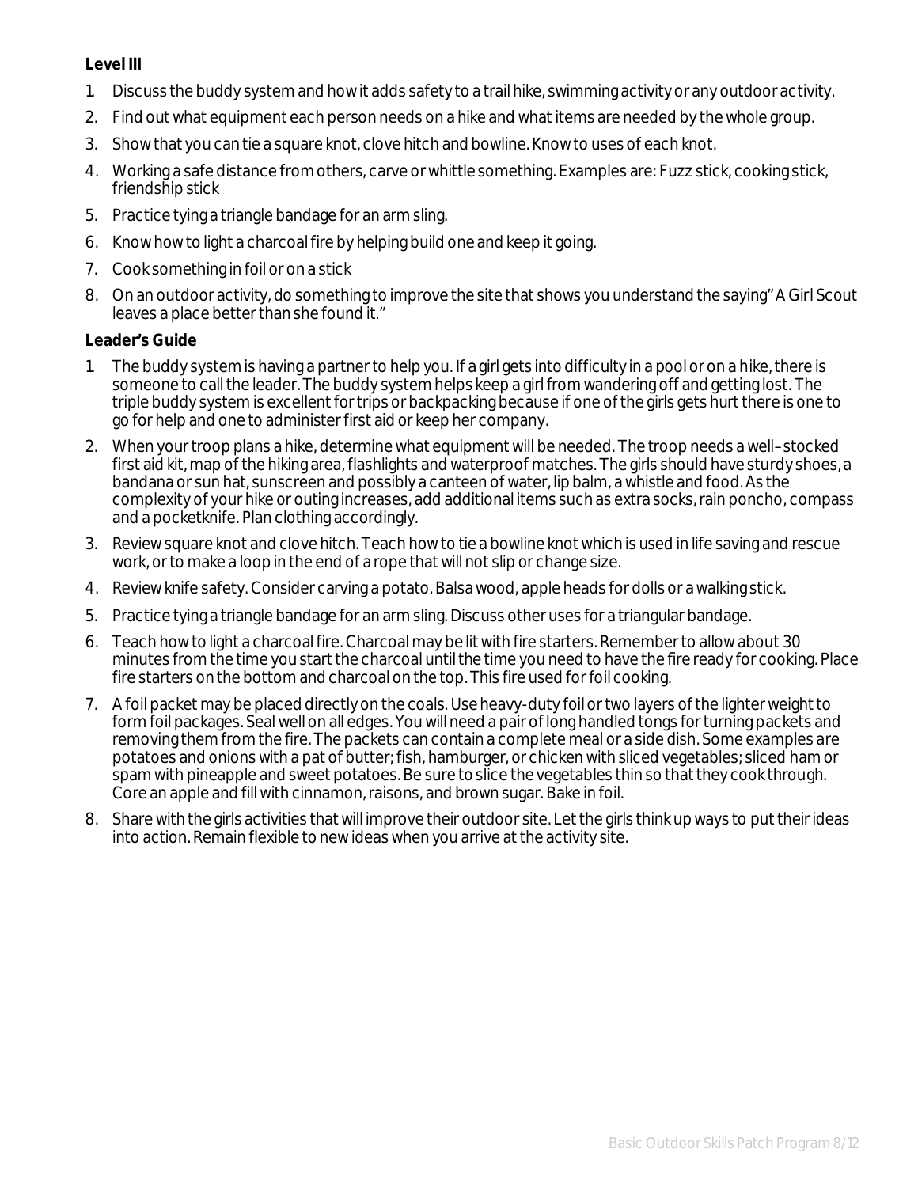**Level III**

1. Discuss the buddy system and how it adds safety to a trail hike, swimming activity or any outdoor activity.
2. Find out what equipment each person needs on a hike and what items are needed by the whole group.
3. Show that you can tie a square knot, clove hitch and bowline. Know to uses of each knot.
4. Working a safe distance from others, carve or whittle something. Examples are: Fuzz stick, cooking stick, friendship stick
5. Practice tying a triangle bandage for an arm sling.
6. Know how to light a charcoal fire by helping build one and keep it going.
7. Cook something in foil or on a stick
8. On an outdoor activity, do something to improve the site that shows you understand the saying" A Girl Scout leaves a place better than she found it."

**Leader's Guide**

1. The buddy system is having a partner to help you. If a girl gets into difficulty in a pool or on a hike, there is someone to call the leader. The buddy system helps keep a girl from wandering off and getting lost. The triple buddy system is excellent for trips or backpacking because if one of the girls gets hurt there is one to go for help and one to administer first aid or keep her company.
2. When your troop plans a hike, determine what equipment will be needed. The troop needs a well–stocked first aid kit, map of the hiking area, flashlights and waterproof matches. The girls should have sturdy shoes, a bandana or sun hat, sunscreen and possibly a canteen of water, lip balm, a whistle and food. As the complexity of your hike or outing increases, add additional items such as extra socks, rain poncho, compass and a pocketknife. Plan clothing accordingly.
3. Review square knot and clove hitch. Teach how to tie a bowline knot which is used in life saving and rescue work, or to make a loop in the end of a rope that will not slip or change size.
4. Review knife safety. Consider carving a potato. Balsa wood, apple heads for dolls or a walking stick.
5. Practice tying a triangle bandage for an arm sling. Discuss other uses for a triangular bandage.
6. Teach how to light a charcoal fire. Charcoal may be lit with fire starters. Remember to allow about 30 minutes from the time you start the charcoal until the time you need to have the fire ready for cooking. Place fire starters on the bottom and charcoal on the top. This fire used for foil cooking.
7. A foil packet may be placed directly on the coals. Use heavy-duty foil or two layers of the lighter weight to form foil packages. Seal well on all edges. You will need a pair of long handled tongs for turning packets and removing them from the fire. The packets can contain a complete meal or a side dish. Some examples are potatoes and onions with a pat of butter; fish, hamburger, or chicken with sliced vegetables; sliced ham or spam with pineapple and sweet potatoes. Be sure to slice the vegetables thin so that they cook through. Core an apple and fill with cinnamon, raisons, and brown sugar. Bake in foil.
8. Share with the girls activities that will improve their outdoor site. Let the girls think up ways to put their ideas into action. Remain flexible to new ideas when you arrive at the activity site.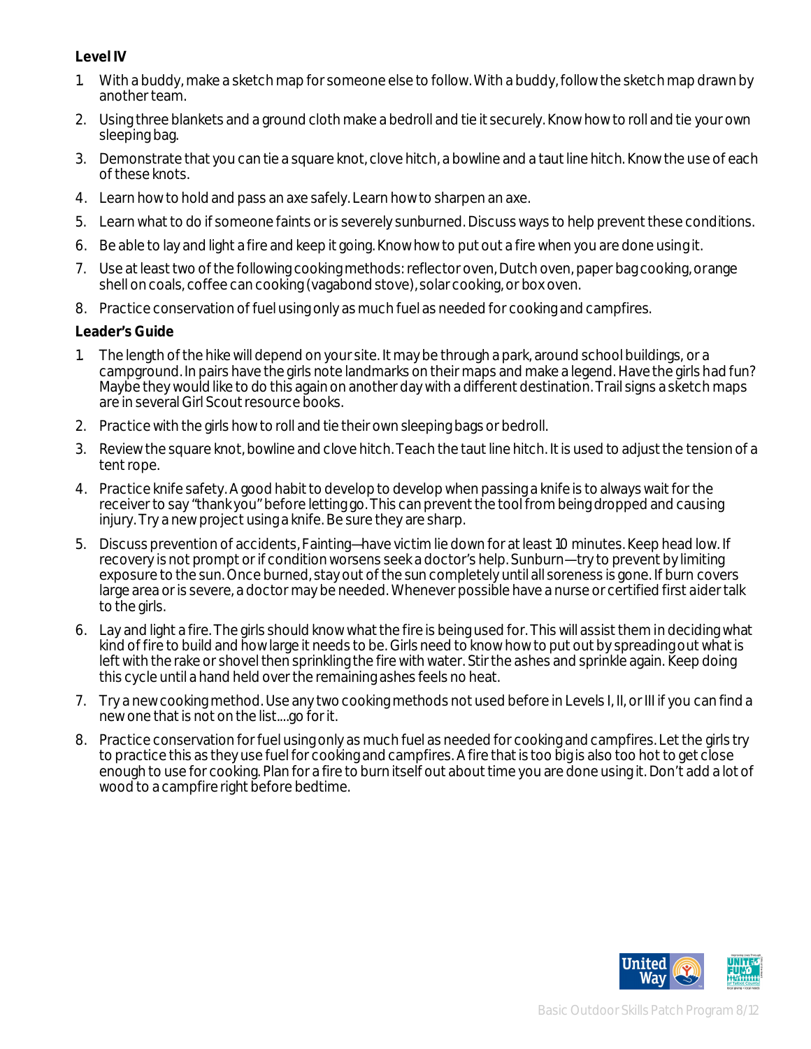**Level IV**

1. With a buddy, make a sketch map for someone else to follow. With a buddy, follow the sketch map drawn by another team.
2. Using three blankets and a ground cloth make a bedroll and tie it securely. Know how to roll and tie your own sleeping bag.
3. Demonstrate that you can tie a square knot, clove hitch, a bowline and a taut line hitch. Know the use of each of these knots.
4. Learn how to hold and pass an axe safely. Learn how to sharpen an axe.
5. Learn what to do if someone faints or is severely sunburned. Discuss ways to help prevent these conditions.
6. Be able to lay and light a fire and keep it going. Know how to put out a fire when you are done using it.
7. Use at least two of the following cooking methods: reflector oven, Dutch oven, paper bag cooking, orange shell on coals, coffee can cooking (vagabond stove), solar cooking, or box oven.
8. Practice conservation of fuel using only as much fuel as needed for cooking and campfires.

**Leader's Guide**

1. The length of the hike will depend on your site. It may be through a park, around school buildings, or a campground. In pairs have the girls note landmarks on their maps and make a legend. Have the girls had fun? Maybe they would like to do this again on another day with a different destination. Trail signs a sketch maps are in several Girl Scout resource books.
2. Practice with the girls how to roll and tie their own sleeping bags or bedroll.
3. Review the square knot, bowline and clove hitch. Teach the taut line hitch. It is used to adjust the tension of a tent rope.
4. Practice knife safety. A good habit to develop to develop when passing a knife is to always wait for the receiver to say "thank you" before letting go. This can prevent the tool from being dropped and causing injury. Try a new project using a knife. Be sure they are sharp.
5. Discuss prevention of accidents, Fainting—have victim lie down for at least 10 minutes. Keep head low. If recovery is not prompt or if condition worsens seek a doctor's help. Sunburn—try to prevent by limiting exposure to the sun. Once burned, stay out of the sun completely until all soreness is gone. If burn covers large area or is severe, a doctor may be needed. Whenever possible have a nurse or certified first aider talk to the girls.
6. Lay and light a fire. The girls should know what the fire is being used for. This will assist them in deciding what kind of fire to build and how large it needs to be. Girls need to know how to put out by spreading out what is left with the rake or shovel then sprinkling the fire with water. Stir the ashes and sprinkle again. Keep doing this cycle until a hand held over the remaining ashes feels no heat.
7. Try a new cooking method. Use any two cooking methods not used before in Levels I, II, or III if you can find a new one that is not on the list....go for it.
8. Practice conservation for fuel using only as much fuel as needed for cooking and campfires. Let the girls try to practice this as they use fuel for cooking and campfires. A fire that is too big is also too hot to get close enough to use for cooking. Plan for a fire to burn itself out about time you are done using it. Don't add a lot of wood to a campfire right before bedtime.